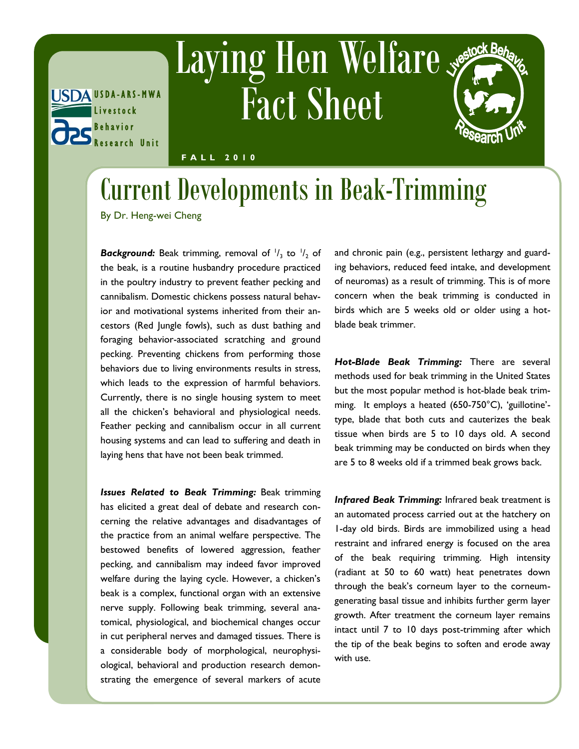# Laying Hen Welfare Fact Sheet

USDA-ARS-MWA Livestock Behavior Research Unit

FALL 2010

## Current Developments in Beak-Trimming

By Dr. Heng-wei Cheng

***Background:*** Beak trimming, removal of $^1/_3$ to $^1/_2$ of the beak, is a routine husbandry procedure practiced in the poultry industry to prevent feather pecking and cannibalism. Domestic chickens possess natural behavior and motivational systems inherited from their ancestors (Red Jungle fowls), such as dust bathing and foraging behavior-associated scratching and ground pecking. Preventing chickens from performing those behaviors due to living environments results in stress, which leads to the expression of harmful behaviors. Currently, there is no single housing system to meet all the chicken's behavioral and physiological needs. Feather pecking and cannibalism occur in all current housing systems and can lead to suffering and death in laying hens that have not been beak trimmed.

***Issues Related to Beak Trimming:*** Beak trimming has elicited a great deal of debate and research concerning the relative advantages and disadvantages of the practice from an animal welfare perspective. The bestowed benefits of lowered aggression, feather pecking, and cannibalism may indeed favor improved welfare during the laying cycle. However, a chicken's beak is a complex, functional organ with an extensive nerve supply. Following beak trimming, several anatomical, physiological, and biochemical changes occur in cut peripheral nerves and damaged tissues. There is a considerable body of morphological, neurophysiological, behavioral and production research demonstrating the emergence of several markers of acute and chronic pain (e.g., persistent lethargy and guarding behaviors, reduced feed intake, and development of neuromas) as a result of trimming. This is of more concern when the beak trimming is conducted in birds which are 5 weeks old or older using a hot-blade beak trimmer.

***Hot-Blade Beak Trimming:*** There are several methods used for beak trimming in the United States but the most popular method is hot-blade beak trimming. It employs a heated (650-750°C), 'guillotine'-type, blade that both cuts and cauterizes the beak tissue when birds are 5 to 10 days old. A second beak trimming may be conducted on birds when they are 5 to 8 weeks old if a trimmed beak grows back.

***Infrared Beak Trimming:*** Infrared beak treatment is an automated process carried out at the hatchery on 1-day old birds. Birds are immobilized using a head restraint and infrared energy is focused on the area of the beak requiring trimming. High intensity (radiant at 50 to 60 watt) heat penetrates down through the beak's corneum layer to the corneum-generating basal tissue and inhibits further germ layer growth. After treatment the corneum layer remains intact until 7 to 10 days post-trimming after which the tip of the beak begins to soften and erode away with use.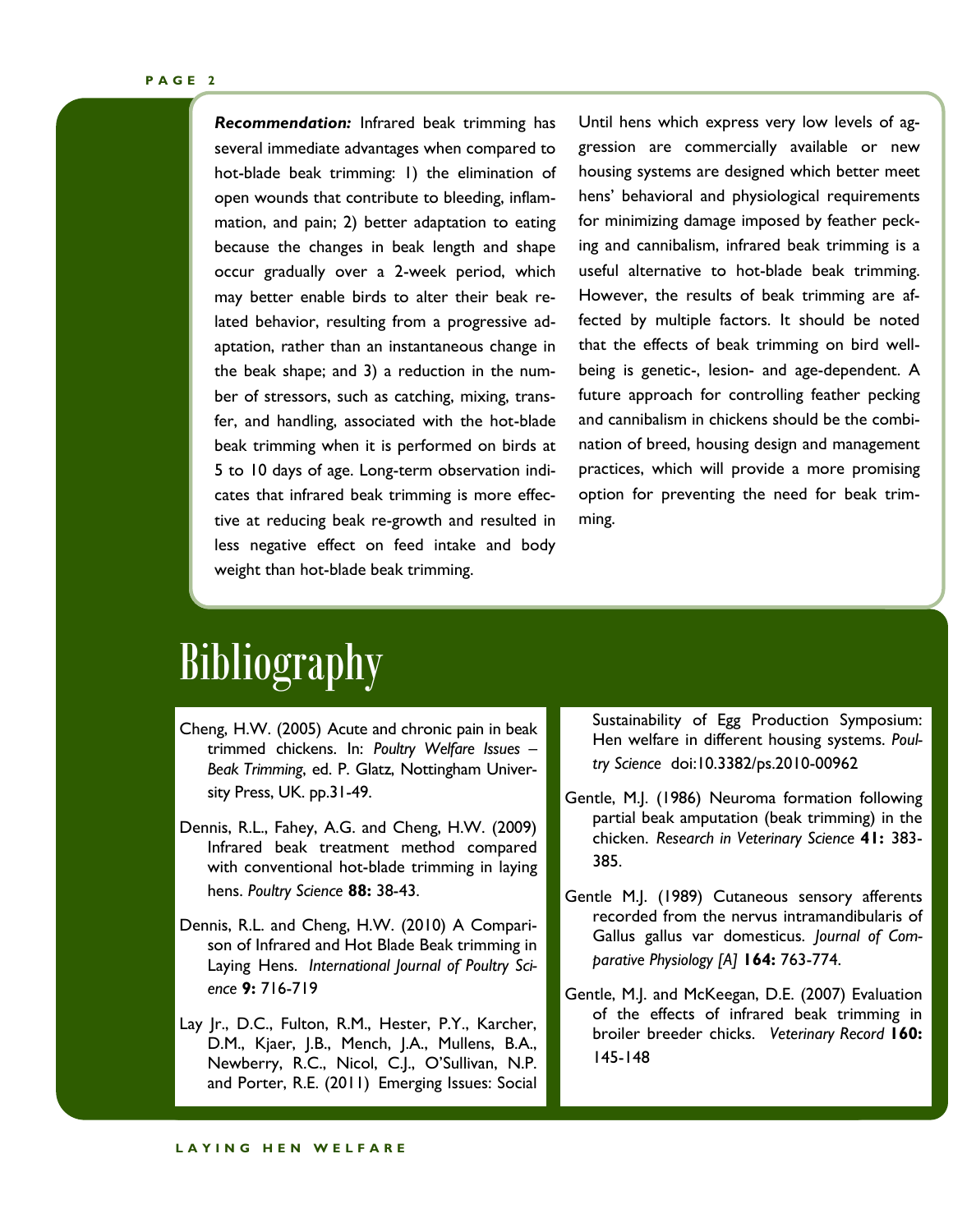**Recommendation:** Infrared beak trimming has several immediate advantages when compared to hot-blade beak trimming: 1) the elimination of open wounds that contribute to bleeding, inflammation, and pain; 2) better adaptation to eating because the changes in beak length and shape occur gradually over a 2-week period, which may better enable birds to alter their beak related behavior, resulting from a progressive adaptation, rather than an instantaneous change in the beak shape; and 3) a reduction in the number of stressors, such as catching, mixing, transfer, and handling, associated with the hot-blade beak trimming when it is performed on birds at 5 to 10 days of age. Long-term observation indicates that infrared beak trimming is more effective at reducing beak re-growth and resulted in less negative effect on feed intake and body weight than hot-blade beak trimming.

Until hens which express very low levels of aggression are commercially available or new housing systems are designed which better meet hens' behavioral and physiological requirements for minimizing damage imposed by feather pecking and cannibalism, infrared beak trimming is a useful alternative to hot-blade beak trimming. However, the results of beak trimming are affected by multiple factors. It should be noted that the effects of beak trimming on bird well-being is genetic-, lesion- and age-dependent. A future approach for controlling feather pecking and cannibalism in chickens should be the combination of breed, housing design and management practices, which will provide a more promising option for preventing the need for beak trimming.

# Bibliography

Cheng, H.W. (2005) Acute and chronic pain in beak trimmed chickens. In: *Poultry Welfare Issues – Beak Trimming*, ed. P. Glatz, Nottingham University Press, UK. pp.31-49.

Dennis, R.L., Fahey, A.G. and Cheng, H.W. (2009) Infrared beak treatment method compared with conventional hot-blade trimming in laying hens. *Poultry Science* **88:** 38-43.

Dennis, R.L. and Cheng, H.W. (2010) A Comparison of Infrared and Hot Blade Beak trimming in Laying Hens. *International Journal of Poultry Science* **9:** 716-719

Lay Jr., D.C., Fulton, R.M., Hester, P.Y., Karcher, D.M., Kjaer, J.B., Mench, J.A., Mullens, B.A., Newberry, R.C., Nicol, C.J., O'Sullivan, N.P. and Porter, R.E. (2011) Emerging Issues: Social Sustainability of Egg Production Symposium: Hen welfare in different housing systems. *Poultry Science* doi:10.3382/ps.2010-00962

Gentle, M.J. (1986) Neuroma formation following partial beak amputation (beak trimming) in the chicken. *Research in Veterinary Science* **41:** 383-385.

Gentle M.J. (1989) Cutaneous sensory afferents recorded from the nervus intramandibularis of Gallus gallus var domesticus. *Journal of Comparative Physiology [A]* **164:** 763-774.

Gentle, M.J. and McKeegan, D.E. (2007) Evaluation of the effects of infrared beak trimming in broiler breeder chicks. *Veterinary Record* **160:** 145-148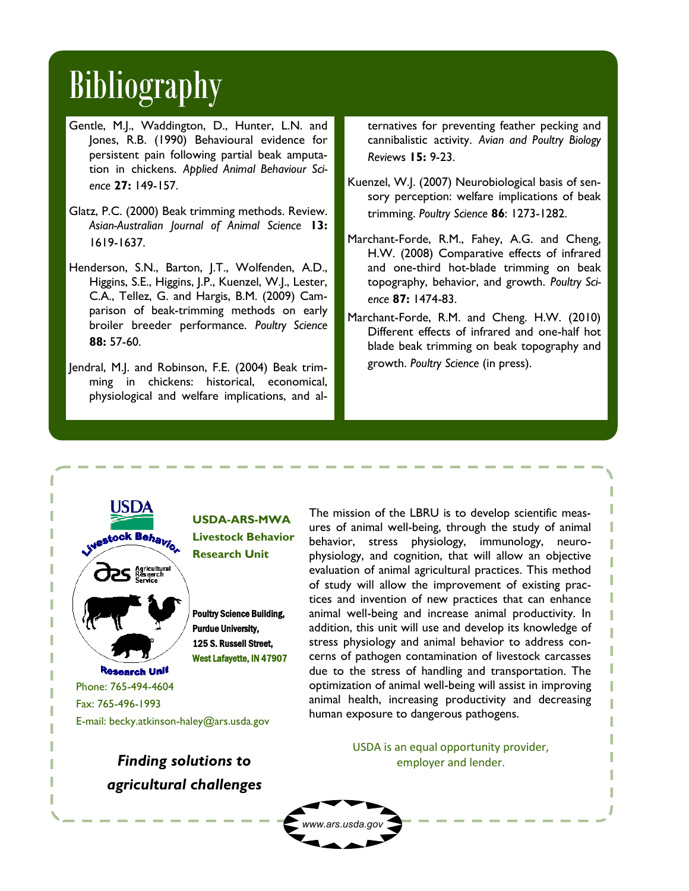# Bibliography

Gentle, M.J., Waddington, D., Hunter, L.N. and Jones, R.B. (1990) Behavioural evidence for persistent pain following partial beak amputation in chickens. *Applied Animal Behaviour Science* **27:** 149-157.

Glatz, P.C. (2000) Beak trimming methods. Review. *Asian-Australian Journal of Animal Science* **13:** 1619-1637.

Henderson, S.N., Barton, J.T., Wolfenden, A.D., Higgins, S.E., Higgins, J.P., Kuenzel, W.J., Lester, C.A., Tellez, G. and Hargis, B.M. (2009) Camparison of beak-trimming methods on early broiler breeder performance. *Poultry Science* **88:** 57-60.

Jendral, M.J. and Robinson, F.E. (2004) Beak trimming in chickens: historical, economical, physiological and welfare implications, and alternatives for preventing feather pecking and cannibalistic activity. *Avian and Poultry Biology Reviews* **15:** 9-23.

Kuenzel, W.J. (2007) Neurobiological basis of sensory perception: welfare implications of beak trimming. *Poultry Science* **86**: 1273-1282.

Marchant-Forde, R.M., Fahey, A.G. and Cheng, H.W. (2008) Comparative effects of infrared and one-third hot-blade trimming on beak topography, behavior, and growth. *Poultry Science* **87:** 1474-83.

Marchant-Forde, R.M. and Cheng. H.W. (2010) Different effects of infrared and one-half hot blade beak trimming on beak topography and growth. *Poultry Science* (in press).

**USDA-ARS-MWA**
**Livestock Behavior Research Unit**

Poultry Science Building,
Purdue University,
125 S. Russell Street,
West Lafayette, IN 47907

Phone: 765-494-4604
Fax: 765-496-1993
E-mail: becky.atkinson-haley@ars.usda.gov

The mission of the LBRU is to develop scientific measures of animal well-being, through the study of animal behavior, stress physiology, immunology, neurophysiology, and cognition, that will allow an objective evaluation of animal agricultural practices. This method of study will allow the improvement of existing practices and invention of new practices that can enhance animal well-being and increase animal productivity. In addition, this unit will use and develop its knowledge of stress physiology and animal behavior to address concerns of pathogen contamination of livestock carcasses due to the stress of handling and transportation. The optimization of animal well-being will assist in improving animal health, increasing productivity and decreasing human exposure to dangerous pathogens.

***Finding solutions to agricultural challenges***

USDA is an equal opportunity provider, employer and lender.

www.ars.usda.gov